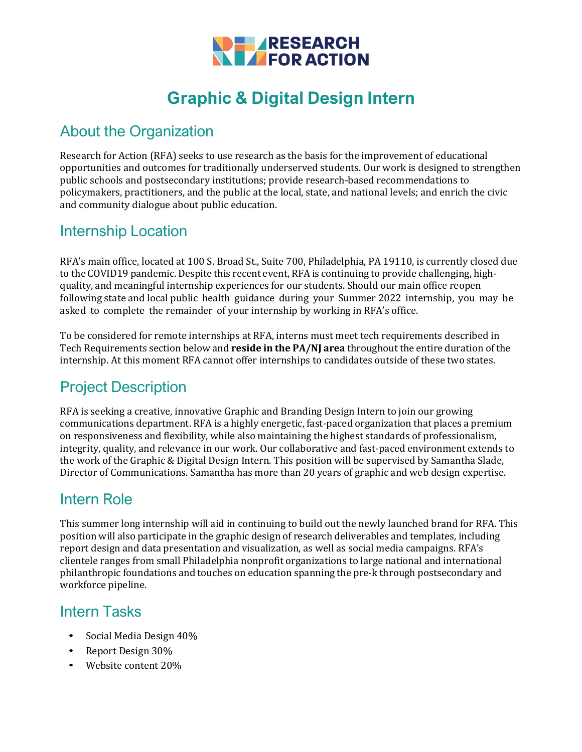# Graphic & Digital Design Intern

## About the Organization

Research for Action (RFA) seeks to use research as the basis for the improvement of educational opportunities and outcomes for traditionally underserved students. Our work is designed to strengthen public schools and postsecondary institutions; provide research-based recommendations to policymakers, practitioners, and the public at the local, state, and national levels; and enrich the civic and community dialogue about public education.

## Internship Location

RFA's main office, located at 100 S. Broad St., Suite 700, Philadelphia, PA 19110, is currently closed due to the COVID19 pandemic. Despite this recent event, RFA is continuing to provide challenging, high-quality, and meaningful internship experiences for our students. Should our main office reopen following state and local public health guidance during your Summer 2022 internship, you may be asked to complete the remainder of your internship by working in RFA's office.

To be considered for remote internships at RFA, interns must meet tech requirements described in Tech Requirements section below and **reside in the PA/NJ area** throughout the entire duration of the internship. At this moment RFA cannot offer internships to candidates outside of these two states.

## Project Description

RFA is seeking a creative, innovative Graphic and Branding Design Intern to join our growing communications department. RFA is a highly energetic, fast-paced organization that places a premium on responsiveness and flexibility, while also maintaining the highest standards of professionalism, integrity, quality, and relevance in our work. Our collaborative and fast-paced environment extends to the work of the Graphic & Digital Design Intern. This position will be supervised by Samantha Slade, Director of Communications. Samantha has more than 20 years of graphic and web design expertise.

## Intern Role

This summer long internship will aid in continuing to build out the newly launched brand for RFA. This position will also participate in the graphic design of research deliverables and templates, including report design and data presentation and visualization, as well as social media campaigns. RFA's clientele ranges from small Philadelphia nonprofit organizations to large national and international philanthropic foundations and touches on education spanning the pre-k through postsecondary and workforce pipeline.

## Intern Tasks

- Social Media Design 40%
- Report Design 30%
- Website content 20%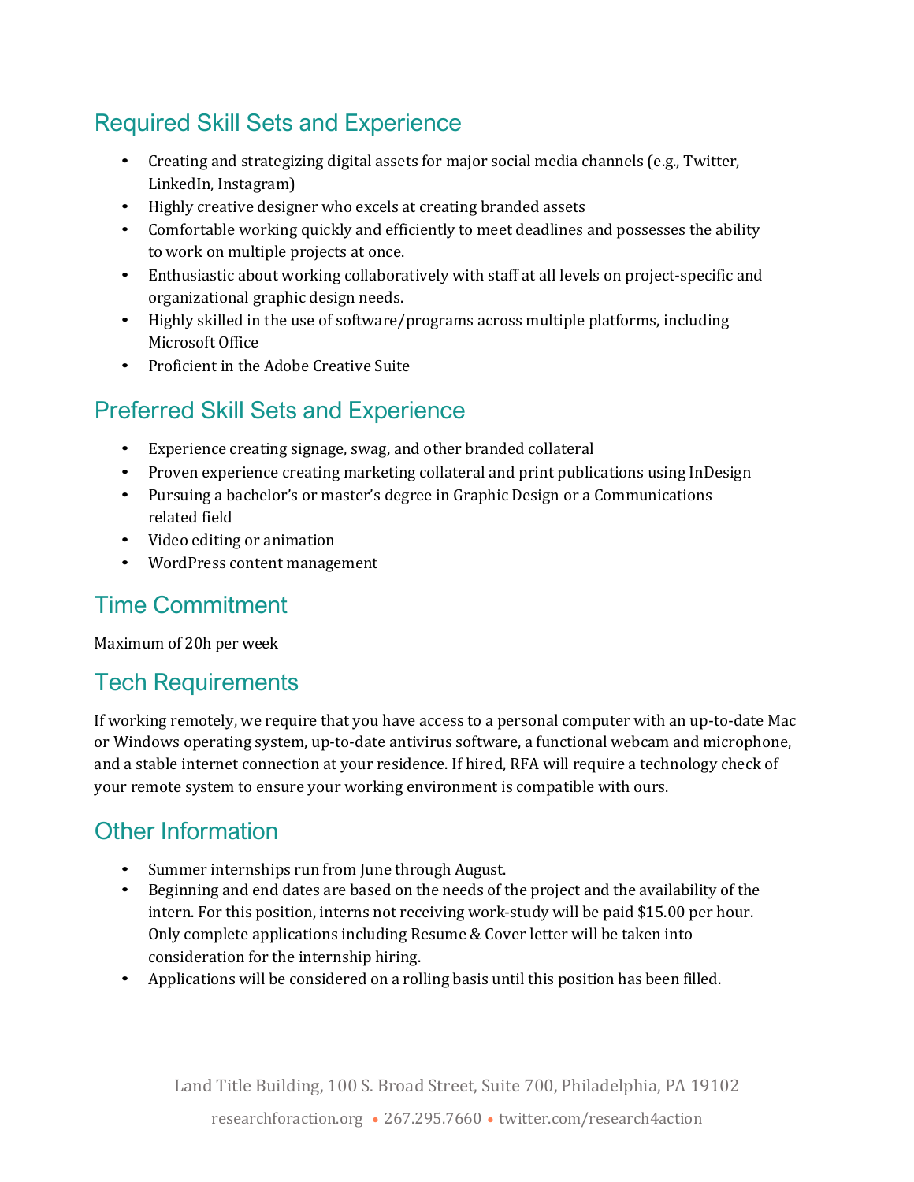## Required Skill Sets and Experience

- Creating and strategizing digital assets for major social media channels (e.g., Twitter, LinkedIn, Instagram)
- Highly creative designer who excels at creating branded assets
- Comfortable working quickly and efficiently to meet deadlines and possesses the ability to work on multiple projects at once.
- Enthusiastic about working collaboratively with staff at all levels on project-specific and organizational graphic design needs.
- Highly skilled in the use of software/programs across multiple platforms, including Microsoft Office
- Proficient in the Adobe Creative Suite

## Preferred Skill Sets and Experience

- Experience creating signage, swag, and other branded collateral
- Proven experience creating marketing collateral and print publications using InDesign
- Pursuing a bachelor's or master's degree in Graphic Design or a Communications related field
- Video editing or animation
- WordPress content management

## Time Commitment

Maximum of 20h per week

## Tech Requirements

If working remotely, we require that you have access to a personal computer with an up-to-date Mac or Windows operating system, up-to-date antivirus software, a functional webcam and microphone, and a stable internet connection at your residence. If hired, RFA will require a technology check of your remote system to ensure your working environment is compatible with ours.

## Other Information

- Summer internships run from June through August.
- Beginning and end dates are based on the needs of the project and the availability of the intern. For this position, interns not receiving work-study will be paid $15.00 per hour. Only complete applications including Resume & Cover letter will be taken into consideration for the internship hiring.
- Applications will be considered on a rolling basis until this position has been filled.

Land Title Building, 100 S. Broad Street, Suite 700, Philadelphia, PA 19102

researchforaction.org • 267.295.7660 • twitter.com/research4action